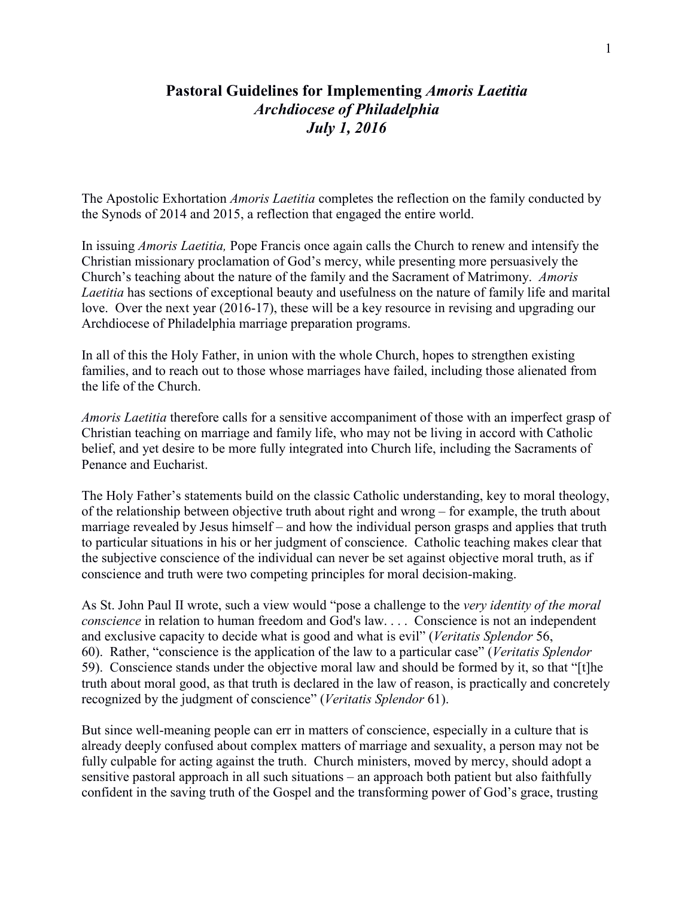# **Pastoral Guidelines for Implementing *Amoris Laetitia***
## ***Archdiocese of Philadelphia***
## ***July 1, 2016***

The Apostolic Exhortation *Amoris Laetitia* completes the reflection on the family conducted by the Synods of 2014 and 2015, a reflection that engaged the entire world.

In issuing *Amoris Laetitia,* Pope Francis once again calls the Church to renew and intensify the Christian missionary proclamation of God's mercy, while presenting more persuasively the Church's teaching about the nature of the family and the Sacrament of Matrimony. *Amoris Laetitia* has sections of exceptional beauty and usefulness on the nature of family life and marital love. Over the next year (2016-17), these will be a key resource in revising and upgrading our Archdiocese of Philadelphia marriage preparation programs.

In all of this the Holy Father, in union with the whole Church, hopes to strengthen existing families, and to reach out to those whose marriages have failed, including those alienated from the life of the Church.

*Amoris Laetitia* therefore calls for a sensitive accompaniment of those with an imperfect grasp of Christian teaching on marriage and family life, who may not be living in accord with Catholic belief, and yet desire to be more fully integrated into Church life, including the Sacraments of Penance and Eucharist.

The Holy Father's statements build on the classic Catholic understanding, key to moral theology, of the relationship between objective truth about right and wrong – for example, the truth about marriage revealed by Jesus himself – and how the individual person grasps and applies that truth to particular situations in his or her judgment of conscience. Catholic teaching makes clear that the subjective conscience of the individual can never be set against objective moral truth, as if conscience and truth were two competing principles for moral decision-making.

As St. John Paul II wrote, such a view would "pose a challenge to the *very identity of the moral conscience* in relation to human freedom and God's law. . . . Conscience is not an independent and exclusive capacity to decide what is good and what is evil" (*Veritatis Splendor* 56, 60). Rather, "conscience is the application of the law to a particular case" (*Veritatis Splendor* 59). Conscience stands under the objective moral law and should be formed by it, so that "[t]he truth about moral good, as that truth is declared in the law of reason, is practically and concretely recognized by the judgment of conscience" (*Veritatis Splendor* 61).

But since well-meaning people can err in matters of conscience, especially in a culture that is already deeply confused about complex matters of marriage and sexuality, a person may not be fully culpable for acting against the truth. Church ministers, moved by mercy, should adopt a sensitive pastoral approach in all such situations – an approach both patient but also faithfully confident in the saving truth of the Gospel and the transforming power of God's grace, trusting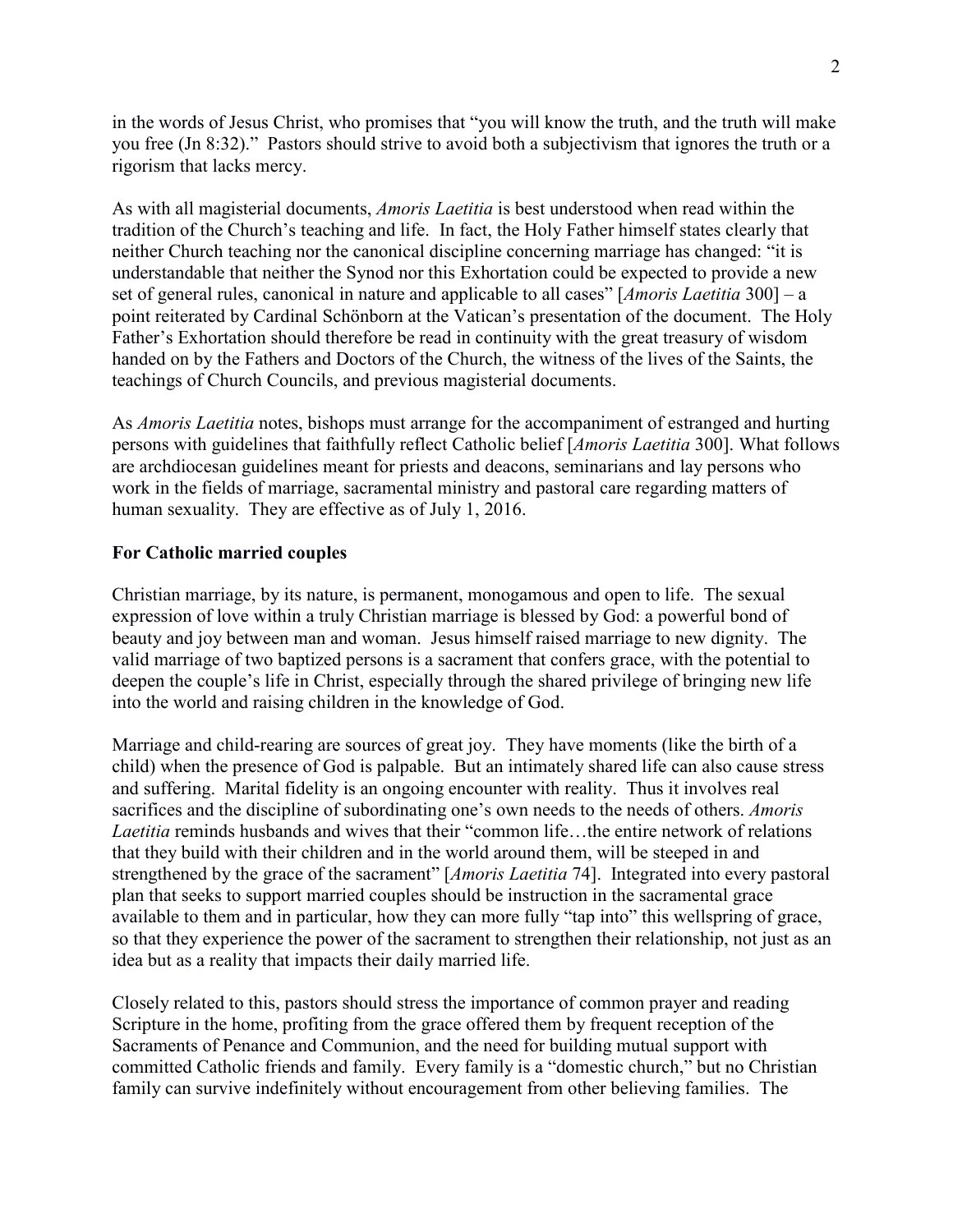in the words of Jesus Christ, who promises that "you will know the truth, and the truth will make you free (Jn 8:32)." Pastors should strive to avoid both a subjectivism that ignores the truth or a rigorism that lacks mercy.

As with all magisterial documents, *Amoris Laetitia* is best understood when read within the tradition of the Church's teaching and life. In fact, the Holy Father himself states clearly that neither Church teaching nor the canonical discipline concerning marriage has changed: "it is understandable that neither the Synod nor this Exhortation could be expected to provide a new set of general rules, canonical in nature and applicable to all cases" [*Amoris Laetitia* 300] – a point reiterated by Cardinal Schönborn at the Vatican's presentation of the document. The Holy Father's Exhortation should therefore be read in continuity with the great treasury of wisdom handed on by the Fathers and Doctors of the Church, the witness of the lives of the Saints, the teachings of Church Councils, and previous magisterial documents.

As *Amoris Laetitia* notes, bishops must arrange for the accompaniment of estranged and hurting persons with guidelines that faithfully reflect Catholic belief [*Amoris Laetitia* 300]. What follows are archdiocesan guidelines meant for priests and deacons, seminarians and lay persons who work in the fields of marriage, sacramental ministry and pastoral care regarding matters of human sexuality. They are effective as of July 1, 2016.

**For Catholic married couples**

Christian marriage, by its nature, is permanent, monogamous and open to life. The sexual expression of love within a truly Christian marriage is blessed by God: a powerful bond of beauty and joy between man and woman. Jesus himself raised marriage to new dignity. The valid marriage of two baptized persons is a sacrament that confers grace, with the potential to deepen the couple's life in Christ, especially through the shared privilege of bringing new life into the world and raising children in the knowledge of God.

Marriage and child-rearing are sources of great joy. They have moments (like the birth of a child) when the presence of God is palpable. But an intimately shared life can also cause stress and suffering. Marital fidelity is an ongoing encounter with reality. Thus it involves real sacrifices and the discipline of subordinating one's own needs to the needs of others. *Amoris Laetitia* reminds husbands and wives that their "common life…the entire network of relations that they build with their children and in the world around them, will be steeped in and strengthened by the grace of the sacrament" [*Amoris Laetitia* 74]. Integrated into every pastoral plan that seeks to support married couples should be instruction in the sacramental grace available to them and in particular, how they can more fully "tap into" this wellspring of grace, so that they experience the power of the sacrament to strengthen their relationship, not just as an idea but as a reality that impacts their daily married life.

Closely related to this, pastors should stress the importance of common prayer and reading Scripture in the home, profiting from the grace offered them by frequent reception of the Sacraments of Penance and Communion, and the need for building mutual support with committed Catholic friends and family. Every family is a "domestic church," but no Christian family can survive indefinitely without encouragement from other believing families. The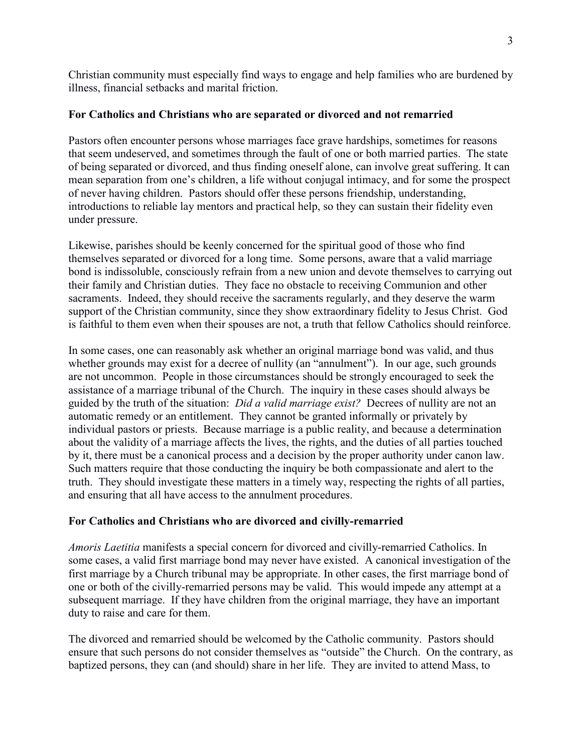Christian community must especially find ways to engage and help families who are burdened by illness, financial setbacks and marital friction.

### For Catholics and Christians who are separated or divorced and not remarried

Pastors often encounter persons whose marriages face grave hardships, sometimes for reasons that seem undeserved, and sometimes through the fault of one or both married parties. The state of being separated or divorced, and thus finding oneself alone, can involve great suffering. It can mean separation from one's children, a life without conjugal intimacy, and for some the prospect of never having children. Pastors should offer these persons friendship, understanding, introductions to reliable lay mentors and practical help, so they can sustain their fidelity even under pressure.

Likewise, parishes should be keenly concerned for the spiritual good of those who find themselves separated or divorced for a long time. Some persons, aware that a valid marriage bond is indissoluble, consciously refrain from a new union and devote themselves to carrying out their family and Christian duties. They face no obstacle to receiving Communion and other sacraments. Indeed, they should receive the sacraments regularly, and they deserve the warm support of the Christian community, since they show extraordinary fidelity to Jesus Christ. God is faithful to them even when their spouses are not, a truth that fellow Catholics should reinforce.

In some cases, one can reasonably ask whether an original marriage bond was valid, and thus whether grounds may exist for a decree of nullity (an "annulment"). In our age, such grounds are not uncommon. People in those circumstances should be strongly encouraged to seek the assistance of a marriage tribunal of the Church. The inquiry in these cases should always be guided by the truth of the situation: *Did a valid marriage exist?* Decrees of nullity are not an automatic remedy or an entitlement. They cannot be granted informally or privately by individual pastors or priests. Because marriage is a public reality, and because a determination about the validity of a marriage affects the lives, the rights, and the duties of all parties touched by it, there must be a canonical process and a decision by the proper authority under canon law. Such matters require that those conducting the inquiry be both compassionate and alert to the truth. They should investigate these matters in a timely way, respecting the rights of all parties, and ensuring that all have access to the annulment procedures.

### For Catholics and Christians who are divorced and civilly-remarried

*Amoris Laetitia* manifests a special concern for divorced and civilly-remarried Catholics. In some cases, a valid first marriage bond may never have existed. A canonical investigation of the first marriage by a Church tribunal may be appropriate. In other cases, the first marriage bond of one or both of the civilly-remarried persons may be valid. This would impede any attempt at a subsequent marriage. If they have children from the original marriage, they have an important duty to raise and care for them.

The divorced and remarried should be welcomed by the Catholic community. Pastors should ensure that such persons do not consider themselves as "outside" the Church. On the contrary, as baptized persons, they can (and should) share in her life. They are invited to attend Mass, to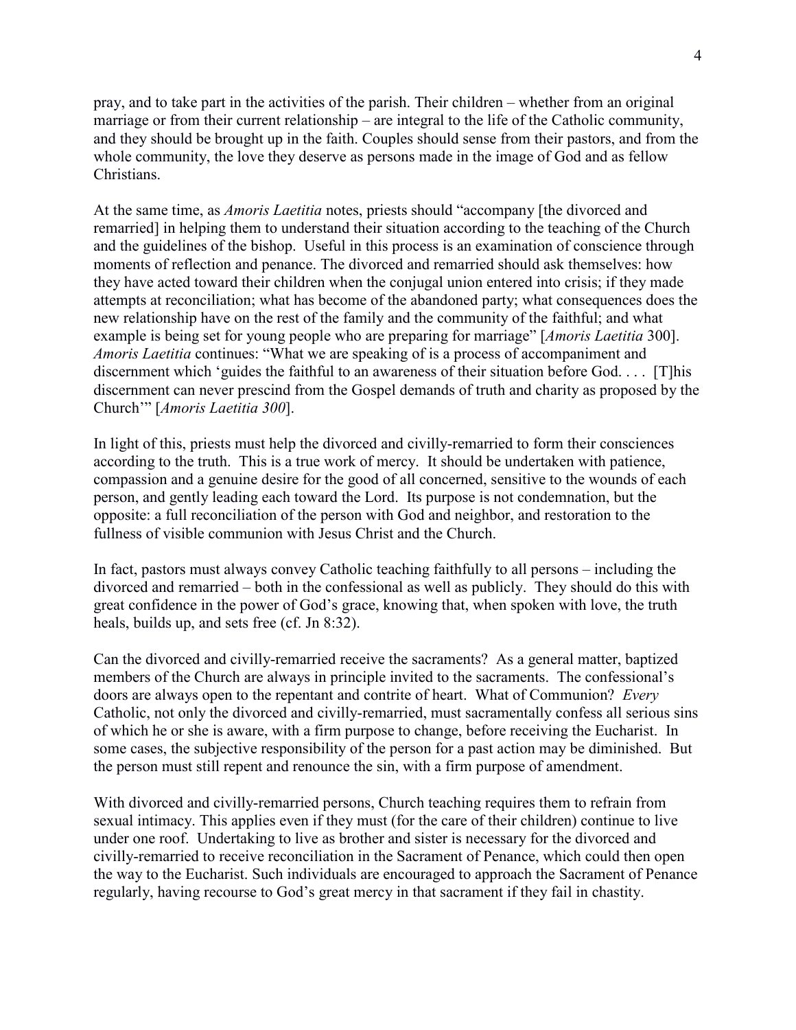pray, and to take part in the activities of the parish. Their children – whether from an original marriage or from their current relationship – are integral to the life of the Catholic community, and they should be brought up in the faith. Couples should sense from their pastors, and from the whole community, the love they deserve as persons made in the image of God and as fellow Christians.

At the same time, as *Amoris Laetitia* notes, priests should "accompany [the divorced and remarried] in helping them to understand their situation according to the teaching of the Church and the guidelines of the bishop. Useful in this process is an examination of conscience through moments of reflection and penance. The divorced and remarried should ask themselves: how they have acted toward their children when the conjugal union entered into crisis; if they made attempts at reconciliation; what has become of the abandoned party; what consequences does the new relationship have on the rest of the family and the community of the faithful; and what example is being set for young people who are preparing for marriage" [*Amoris Laetitia* 300]. *Amoris Laetitia* continues: "What we are speaking of is a process of accompaniment and discernment which 'guides the faithful to an awareness of their situation before God. . . . [T]his discernment can never prescind from the Gospel demands of truth and charity as proposed by the Church'" [*Amoris Laetitia 300*].

In light of this, priests must help the divorced and civilly-remarried to form their consciences according to the truth. This is a true work of mercy. It should be undertaken with patience, compassion and a genuine desire for the good of all concerned, sensitive to the wounds of each person, and gently leading each toward the Lord. Its purpose is not condemnation, but the opposite: a full reconciliation of the person with God and neighbor, and restoration to the fullness of visible communion with Jesus Christ and the Church.

In fact, pastors must always convey Catholic teaching faithfully to all persons – including the divorced and remarried – both in the confessional as well as publicly. They should do this with great confidence in the power of God's grace, knowing that, when spoken with love, the truth heals, builds up, and sets free (cf. Jn 8:32).

Can the divorced and civilly-remarried receive the sacraments? As a general matter, baptized members of the Church are always in principle invited to the sacraments. The confessional's doors are always open to the repentant and contrite of heart. What of Communion? *Every* Catholic, not only the divorced and civilly-remarried, must sacramentally confess all serious sins of which he or she is aware, with a firm purpose to change, before receiving the Eucharist. In some cases, the subjective responsibility of the person for a past action may be diminished. But the person must still repent and renounce the sin, with a firm purpose of amendment.

With divorced and civilly-remarried persons, Church teaching requires them to refrain from sexual intimacy. This applies even if they must (for the care of their children) continue to live under one roof. Undertaking to live as brother and sister is necessary for the divorced and civilly-remarried to receive reconciliation in the Sacrament of Penance, which could then open the way to the Eucharist. Such individuals are encouraged to approach the Sacrament of Penance regularly, having recourse to God's great mercy in that sacrament if they fail in chastity.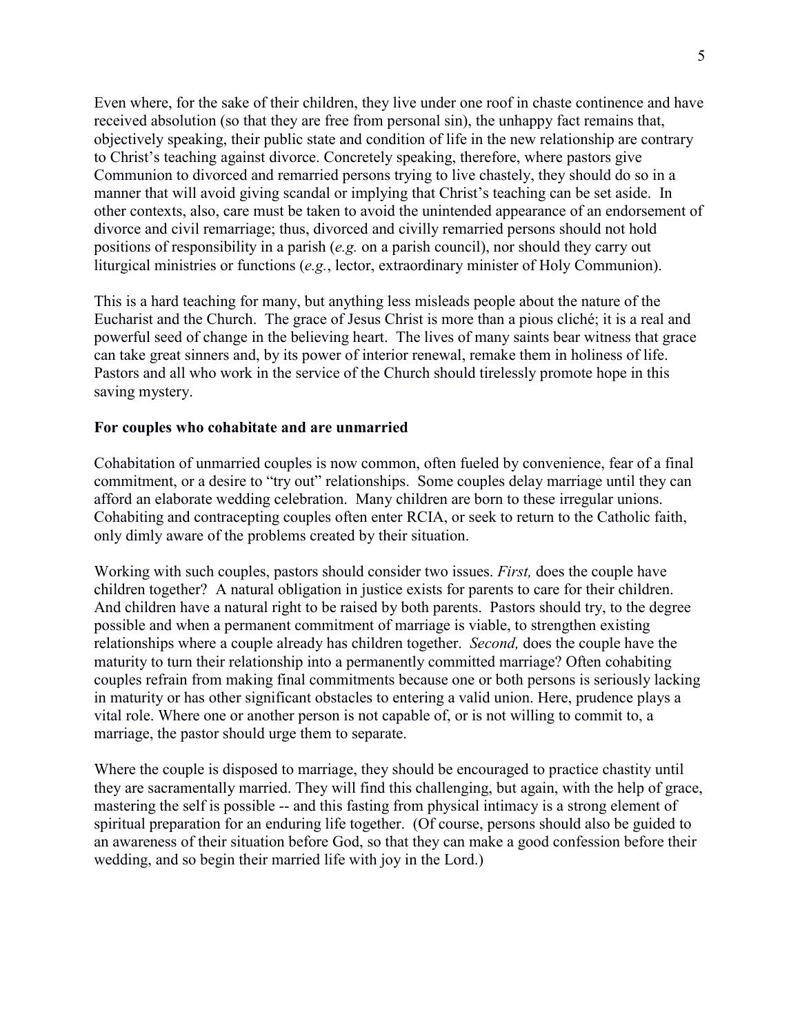Even where, for the sake of their children, they live under one roof in chaste continence and have received absolution (so that they are free from personal sin), the unhappy fact remains that, objectively speaking, their public state and condition of life in the new relationship are contrary to Christ's teaching against divorce. Concretely speaking, therefore, where pastors give Communion to divorced and remarried persons trying to live chastely, they should do so in a manner that will avoid giving scandal or implying that Christ's teaching can be set aside. In other contexts, also, care must be taken to avoid the unintended appearance of an endorsement of divorce and civil remarriage; thus, divorced and civilly remarried persons should not hold positions of responsibility in a parish (*e.g.* on a parish council), nor should they carry out liturgical ministries or functions (*e.g.*, lector, extraordinary minister of Holy Communion).

This is a hard teaching for many, but anything less misleads people about the nature of the Eucharist and the Church. The grace of Jesus Christ is more than a pious cliché; it is a real and powerful seed of change in the believing heart. The lives of many saints bear witness that grace can take great sinners and, by its power of interior renewal, remake them in holiness of life. Pastors and all who work in the service of the Church should tirelessly promote hope in this saving mystery.

**For couples who cohabitate and are unmarried**

Cohabitation of unmarried couples is now common, often fueled by convenience, fear of a final commitment, or a desire to "try out" relationships. Some couples delay marriage until they can afford an elaborate wedding celebration. Many children are born to these irregular unions. Cohabiting and contracepting couples often enter RCIA, or seek to return to the Catholic faith, only dimly aware of the problems created by their situation.

Working with such couples, pastors should consider two issues. *First,* does the couple have children together? A natural obligation in justice exists for parents to care for their children. And children have a natural right to be raised by both parents. Pastors should try, to the degree possible and when a permanent commitment of marriage is viable, to strengthen existing relationships where a couple already has children together. *Second,* does the couple have the maturity to turn their relationship into a permanently committed marriage? Often cohabiting couples refrain from making final commitments because one or both persons is seriously lacking in maturity or has other significant obstacles to entering a valid union. Here, prudence plays a vital role. Where one or another person is not capable of, or is not willing to commit to, a marriage, the pastor should urge them to separate.

Where the couple is disposed to marriage, they should be encouraged to practice chastity until they are sacramentally married. They will find this challenging, but again, with the help of grace, mastering the self is possible -- and this fasting from physical intimacy is a strong element of spiritual preparation for an enduring life together. (Of course, persons should also be guided to an awareness of their situation before God, so that they can make a good confession before their wedding, and so begin their married life with joy in the Lord.)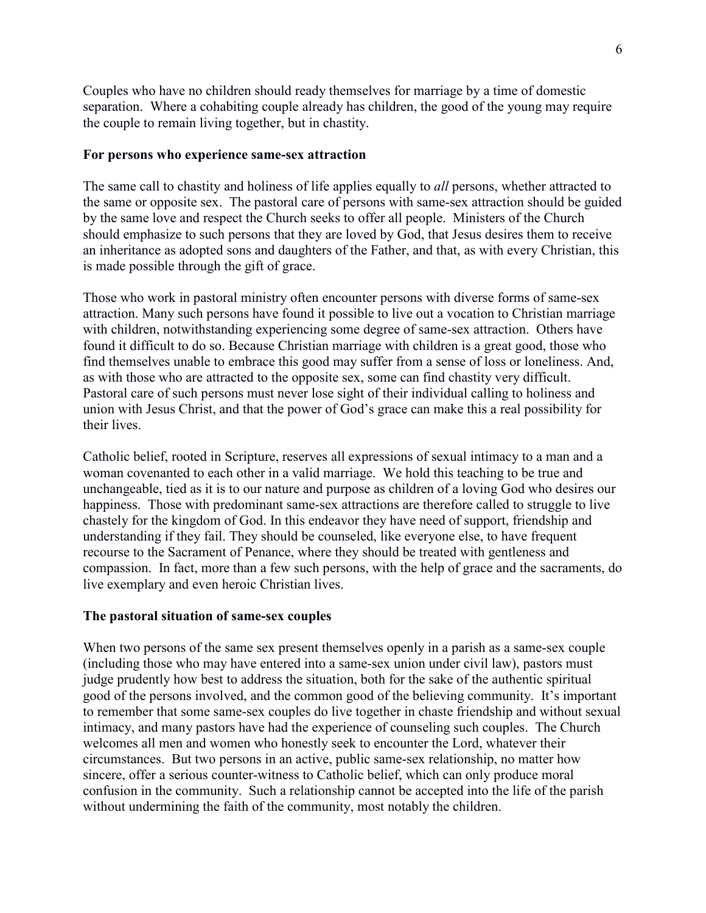Couples who have no children should ready themselves for marriage by a time of domestic separation. Where a cohabiting couple already has children, the good of the young may require the couple to remain living together, but in chastity.

**For persons who experience same-sex attraction**

The same call to chastity and holiness of life applies equally to *all* persons, whether attracted to the same or opposite sex. The pastoral care of persons with same-sex attraction should be guided by the same love and respect the Church seeks to offer all people. Ministers of the Church should emphasize to such persons that they are loved by God, that Jesus desires them to receive an inheritance as adopted sons and daughters of the Father, and that, as with every Christian, this is made possible through the gift of grace.

Those who work in pastoral ministry often encounter persons with diverse forms of same-sex attraction. Many such persons have found it possible to live out a vocation to Christian marriage with children, notwithstanding experiencing some degree of same-sex attraction. Others have found it difficult to do so. Because Christian marriage with children is a great good, those who find themselves unable to embrace this good may suffer from a sense of loss or loneliness. And, as with those who are attracted to the opposite sex, some can find chastity very difficult. Pastoral care of such persons must never lose sight of their individual calling to holiness and union with Jesus Christ, and that the power of God's grace can make this a real possibility for their lives.

Catholic belief, rooted in Scripture, reserves all expressions of sexual intimacy to a man and a woman covenanted to each other in a valid marriage. We hold this teaching to be true and unchangeable, tied as it is to our nature and purpose as children of a loving God who desires our happiness. Those with predominant same-sex attractions are therefore called to struggle to live chastely for the kingdom of God. In this endeavor they have need of support, friendship and understanding if they fail. They should be counseled, like everyone else, to have frequent recourse to the Sacrament of Penance, where they should be treated with gentleness and compassion. In fact, more than a few such persons, with the help of grace and the sacraments, do live exemplary and even heroic Christian lives.

**The pastoral situation of same-sex couples**

When two persons of the same sex present themselves openly in a parish as a same-sex couple (including those who may have entered into a same-sex union under civil law), pastors must judge prudently how best to address the situation, both for the sake of the authentic spiritual good of the persons involved, and the common good of the believing community. It's important to remember that some same-sex couples do live together in chaste friendship and without sexual intimacy, and many pastors have had the experience of counseling such couples. The Church welcomes all men and women who honestly seek to encounter the Lord, whatever their circumstances. But two persons in an active, public same-sex relationship, no matter how sincere, offer a serious counter-witness to Catholic belief, which can only produce moral confusion in the community. Such a relationship cannot be accepted into the life of the parish without undermining the faith of the community, most notably the children.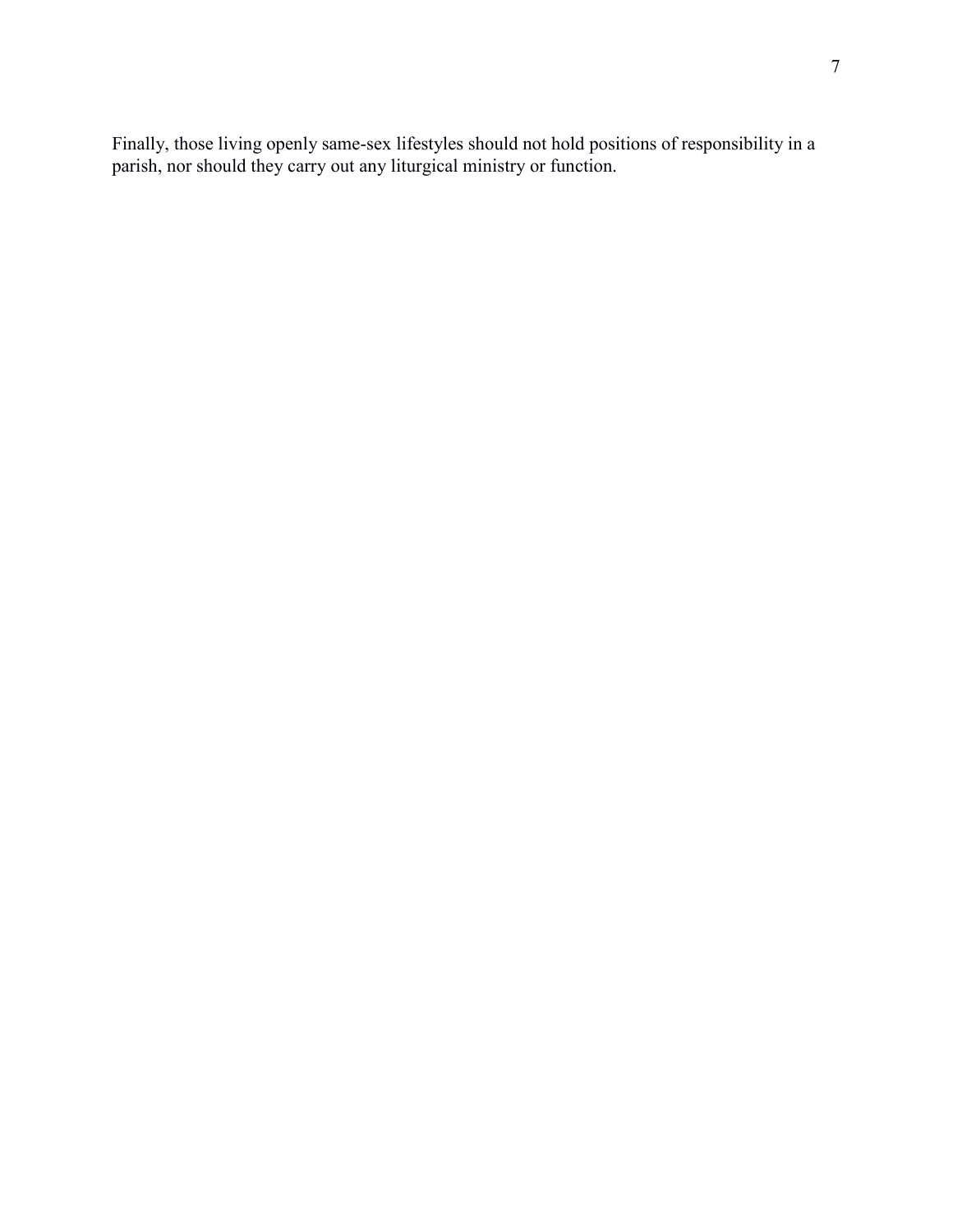Finally, those living openly same-sex lifestyles should not hold positions of responsibility in a parish, nor should they carry out any liturgical ministry or function.